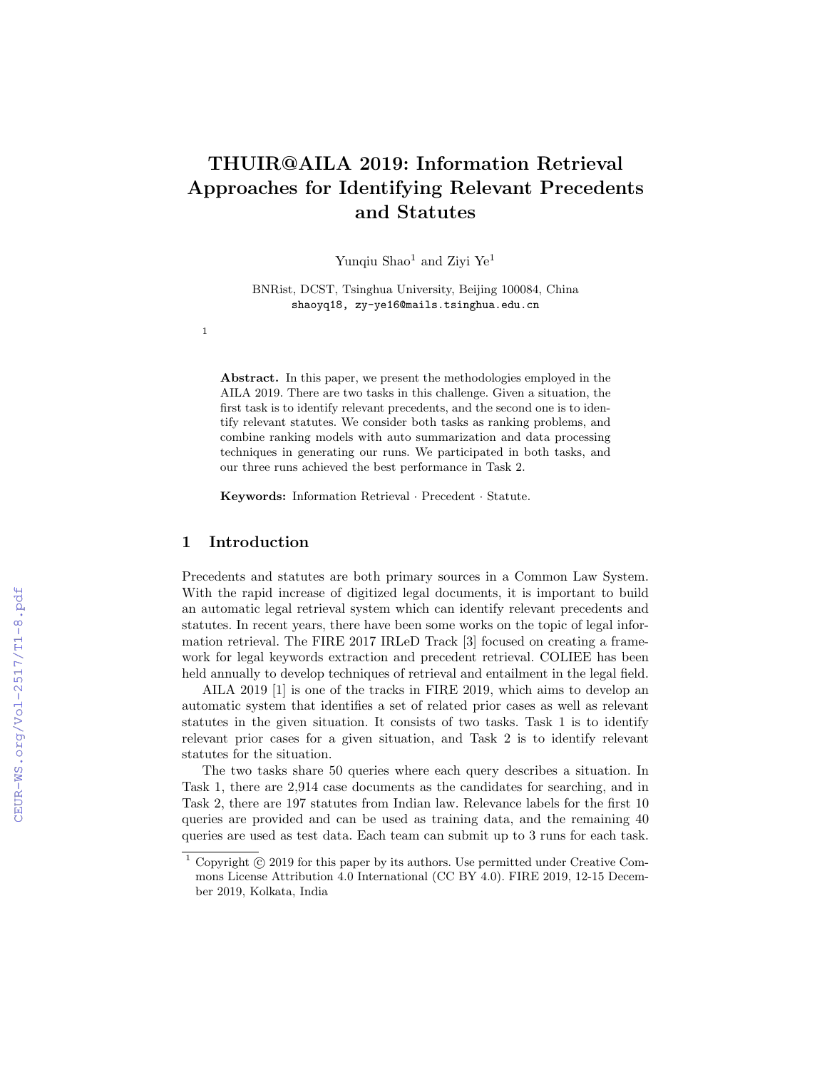# THUIR@AILA 2019: Information Retrieval Approaches for Identifying Relevant Precedents and Statutes

Yunqiu Shao[1] and Ziyi Ye[1]

BNRist, DCST, Tsinghua University, Beijing 100084, China
shaoyq18, zy-ye16@mails.tsinghua.edu.cn

[1]

**Abstract.** In this paper, we present the methodologies employed in the AILA 2019. There are two tasks in this challenge. Given a situation, the first task is to identify relevant precedents, and the second one is to identify relevant statutes. We consider both tasks as ranking problems, and combine ranking models with auto summarization and data processing techniques in generating our runs. We participated in both tasks, and our three runs achieved the best performance in Task 2.

**Keywords:** Information Retrieval · Precedent · Statute.

## 1 Introduction

Precedents and statutes are both primary sources in a Common Law System. With the rapid increase of digitized legal documents, it is important to build an automatic legal retrieval system which can identify relevant precedents and statutes. In recent years, there have been some works on the topic of legal information retrieval. The FIRE 2017 IRLeD Track [3] focused on creating a framework for legal keywords extraction and precedent retrieval. COLIEE has been held annually to develop techniques of retrieval and entailment in the legal field.

AILA 2019 [1] is one of the tracks in FIRE 2019, which aims to develop an automatic system that identifies a set of related prior cases as well as relevant statutes in the given situation. It consists of two tasks. Task 1 is to identify relevant prior cases for a given situation, and Task 2 is to identify relevant statutes for the situation.

The two tasks share 50 queries where each query describes a situation. In Task 1, there are 2,914 case documents as the candidates for searching, and in Task 2, there are 197 statutes from Indian law. Relevance labels for the first 10 queries are provided and can be used as training data, and the remaining 40 queries are used as test data. Each team can submit up to 3 runs for each task.

[1] Copyright © 2019 for this paper by its authors. Use permitted under Creative Commons License Attribution 4.0 International (CC BY 4.0). FIRE 2019, 12-15 December 2019, Kolkata, India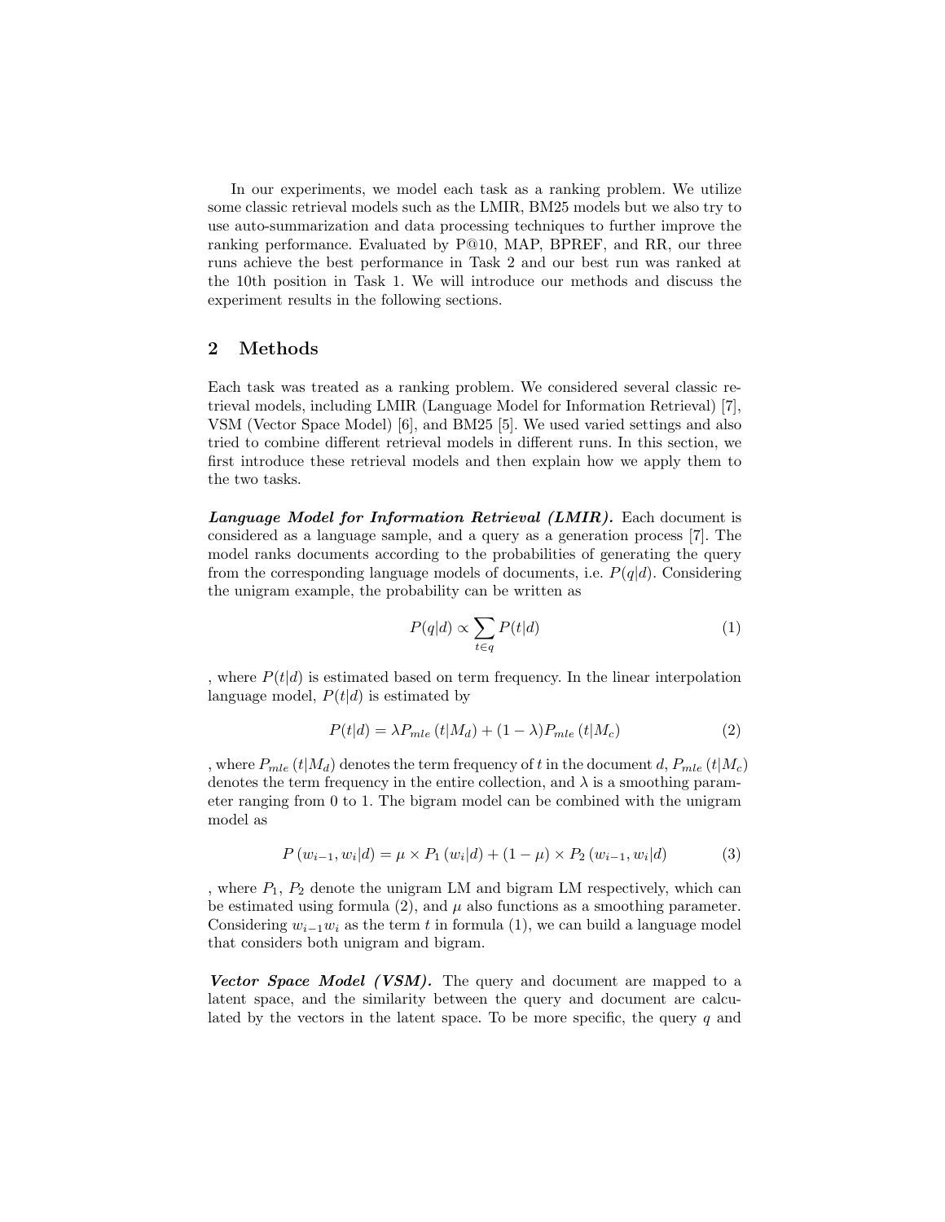In our experiments, we model each task as a ranking problem. We utilize some classic retrieval models such as the LMIR, BM25 models but we also try to use auto-summarization and data processing techniques to further improve the ranking performance. Evaluated by P@10, MAP, BPREF, and RR, our three runs achieve the best performance in Task 2 and our best run was ranked at the 10th position in Task 1. We will introduce our methods and discuss the experiment results in the following sections.

## 2 Methods

Each task was treated as a ranking problem. We considered several classic retrieval models, including LMIR (Language Model for Information Retrieval) [7], VSM (Vector Space Model) [6], and BM25 [5]. We used varied settings and also tried to combine different retrieval models in different runs. In this section, we first introduce these retrieval models and then explain how we apply them to the two tasks.

***Language Model for Information Retrieval (LMIR).*** Each document is considered as a language sample, and a query as a generation process [7]. The model ranks documents according to the probabilities of generating the query from the corresponding language models of documents, i.e. $P(q|d)$. Considering the unigram example, the probability can be written as

$$P(q|d) \propto \sum_{t \in q} P(t|d) \tag{1}$$

, where $P(t|d)$ is estimated based on term frequency. In the linear interpolation language model, $P(t|d)$ is estimated by

$$P(t|d) = \lambda P_{mle}\left(t|M_d\right) + (1-\lambda) P_{mle}\left(t|M_c\right) \tag{2}$$

, where $P_{mle}\left(t|M_d\right)$ denotes the term frequency of $t$ in the document $d$, $P_{mle}\left(t|M_c\right)$ denotes the term frequency in the entire collection, and $\lambda$ is a smoothing parameter ranging from 0 to 1. The bigram model can be combined with the unigram model as

$$P\left(w_{i-1}, w_i|d\right) = \mu \times P_1\left(w_i|d\right) + (1-\mu) \times P_2\left(w_{i-1}, w_i|d\right) \tag{3}$$

, where $P_1$, $P_2$ denote the unigram LM and bigram LM respectively, which can be estimated using formula (2), and $\mu$ also functions as a smoothing parameter. Considering $w_{i-1}w_i$ as the term $t$ in formula (1), we can build a language model that considers both unigram and bigram.

***Vector Space Model (VSM).*** The query and document are mapped to a latent space, and the similarity between the query and document are calculated by the vectors in the latent space. To be more specific, the query $q$ and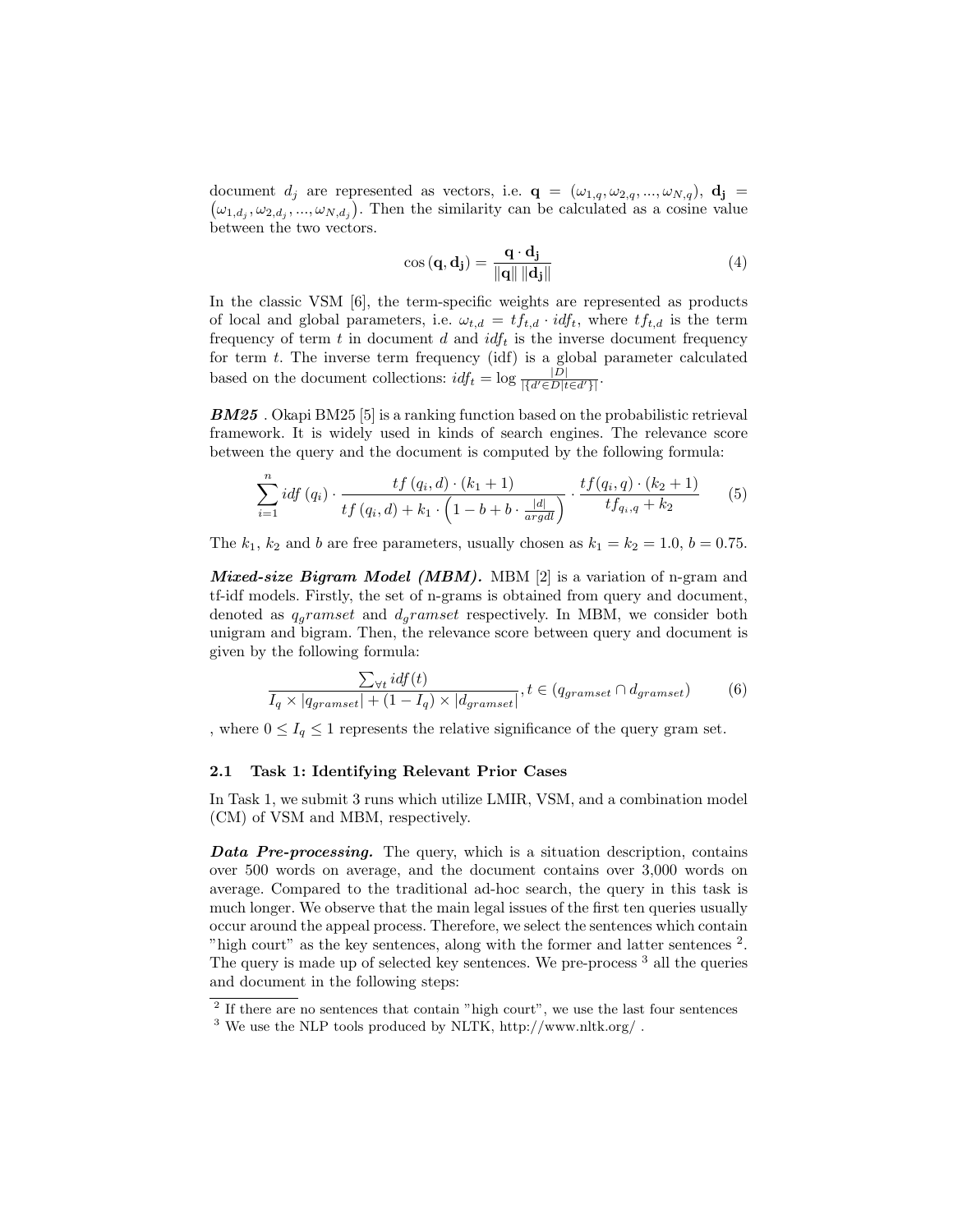document $d_j$ are represented as vectors, i.e. $\mathbf{q} = (\omega_{1,q}, \omega_{2,q}, ..., \omega_{N,q})$, $\mathbf{d_j} = (\omega_{1,d_j}, \omega_{2,d_j}, ..., \omega_{N,d_j})$. Then the similarity can be calculated as a cosine value between the two vectors.

$$\cos(\mathbf{q}, \mathbf{d_j}) = \frac{\mathbf{q} \cdot \mathbf{d_j}}{\|\mathbf{q}\| \, \|\mathbf{d_j}\|} \tag{4}$$

In the classic VSM [6], the term-specific weights are represented as products of local and global parameters, i.e. $\omega_{t,d} = tf_{t,d} \cdot idf_t$, where $tf_{t,d}$ is the term frequency of term $t$ in document $d$ and $idf_t$ is the inverse document frequency for term $t$. The inverse term frequency (idf) is a global parameter calculated based on the document collections: $idf_t = \log \frac{|D|}{|\{d' \in D | t \in d'\}|}$.

***BM25*** . Okapi BM25 [5] is a ranking function based on the probabilistic retrieval framework. It is widely used in kinds of search engines. The relevance score between the query and the document is computed by the following formula:

$$\sum_{i=1}^{n} idf(q_i) \cdot \frac{tf(q_i, d) \cdot (k_1 + 1)}{tf(q_i, d) + k_1 \cdot \left(1 - b + b \cdot \frac{|d|}{argdl}\right)} \cdot \frac{tf(q_i, q) \cdot (k_2 + 1)}{tf_{q_i,q} + k_2} \tag{5}$$

The $k_1$, $k_2$ and $b$ are free parameters, usually chosen as $k_1 = k_2 = 1.0$, $b = 0.75$.

***Mixed-size Bigram Model (MBM).*** MBM [2] is a variation of n-gram and tf-idf models. Firstly, the set of n-grams is obtained from query and document, denoted as $q_gramset$ and $d_gramset$ respectively. In MBM, we consider both unigram and bigram. Then, the relevance score between query and document is given by the following formula:

$$\frac{\sum_{\forall t} idf(t)}{I_q \times |q_{gramset}| + (1 - I_q) \times |d_{gramset}|}, t \in (q_{gramset} \cap d_{gramset}) \tag{6}$$

, where $0 \leq I_q \leq 1$ represents the relative significance of the query gram set.

### 2.1 Task 1: Identifying Relevant Prior Cases

In Task 1, we submit 3 runs which utilize LMIR, VSM, and a combination model (CM) of VSM and MBM, respectively.

***Data Pre-processing.*** The query, which is a situation description, contains over 500 words on average, and the document contains over 3,000 words on average. Compared to the traditional ad-hoc search, the query in this task is much longer. We observe that the main legal issues of the first ten queries usually occur around the appeal process. Therefore, we select the sentences which contain "high court" as the key sentences, along with the former and latter sentences [2]. The query is made up of selected key sentences. We pre-process [3] all the queries and document in the following steps:

[2] If there are no sentences that contain "high court", we use the last four sentences

[3] We use the NLP tools produced by NLTK, http://www.nltk.org/ .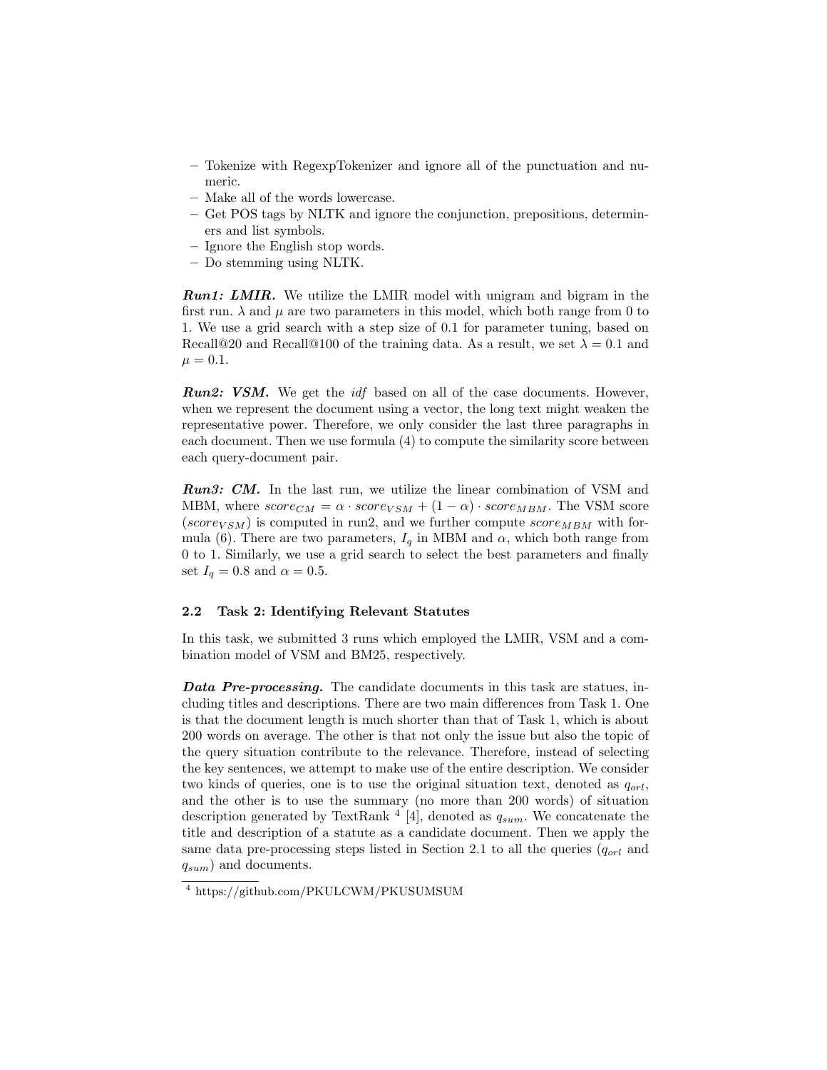- Tokenize with RegexpTokenizer and ignore all of the punctuation and numeric.
- Make all of the words lowercase.
- Get POS tags by NLTK and ignore the conjunction, prepositions, determiners and list symbols.
- Ignore the English stop words.
- Do stemming using NLTK.

***Run1: LMIR.*** We utilize the LMIR model with unigram and bigram in the first run. $\lambda$ and $\mu$ are two parameters in this model, which both range from 0 to 1. We use a grid search with a step size of 0.1 for parameter tuning, based on Recall@20 and Recall@100 of the training data. As a result, we set $\lambda = 0.1$ and $\mu = 0.1$.

***Run2: VSM.*** We get the *idf* based on all of the case documents. However, when we represent the document using a vector, the long text might weaken the representative power. Therefore, we only consider the last three paragraphs in each document. Then we use formula (4) to compute the similarity score between each query-document pair.

***Run3: CM.*** In the last run, we utilize the linear combination of VSM and MBM, where $score_{CM} = \alpha \cdot score_{VSM} + (1 - \alpha) \cdot score_{MBM}$. The VSM score ($score_{VSM}$) is computed in run2, and we further compute $score_{MBM}$ with formula (6). There are two parameters, $I_q$ in MBM and $\alpha$, which both range from 0 to 1. Similarly, we use a grid search to select the best parameters and finally set $I_q = 0.8$ and $\alpha = 0.5$.

### 2.2 Task 2: Identifying Relevant Statutes

In this task, we submitted 3 runs which employed the LMIR, VSM and a combination model of VSM and BM25, respectively.

***Data Pre-processing.*** The candidate documents in this task are statues, including titles and descriptions. There are two main differences from Task 1. One is that the document length is much shorter than that of Task 1, which is about 200 words on average. The other is that not only the issue but also the topic of the query situation contribute to the relevance. Therefore, instead of selecting the key sentences, we attempt to make use of the entire description. We consider two kinds of queries, one is to use the original situation text, denoted as $q_{orl}$, and the other is to use the summary (no more than 200 words) of situation description generated by TextRank [4] [4], denoted as $q_{sum}$. We concatenate the title and description of a statute as a candidate document. Then we apply the same data pre-processing steps listed in Section 2.1 to all the queries ($q_{orl}$ and $q_{sum}$) and documents.

[4] https://github.com/PKULCWM/PKUSUMSUM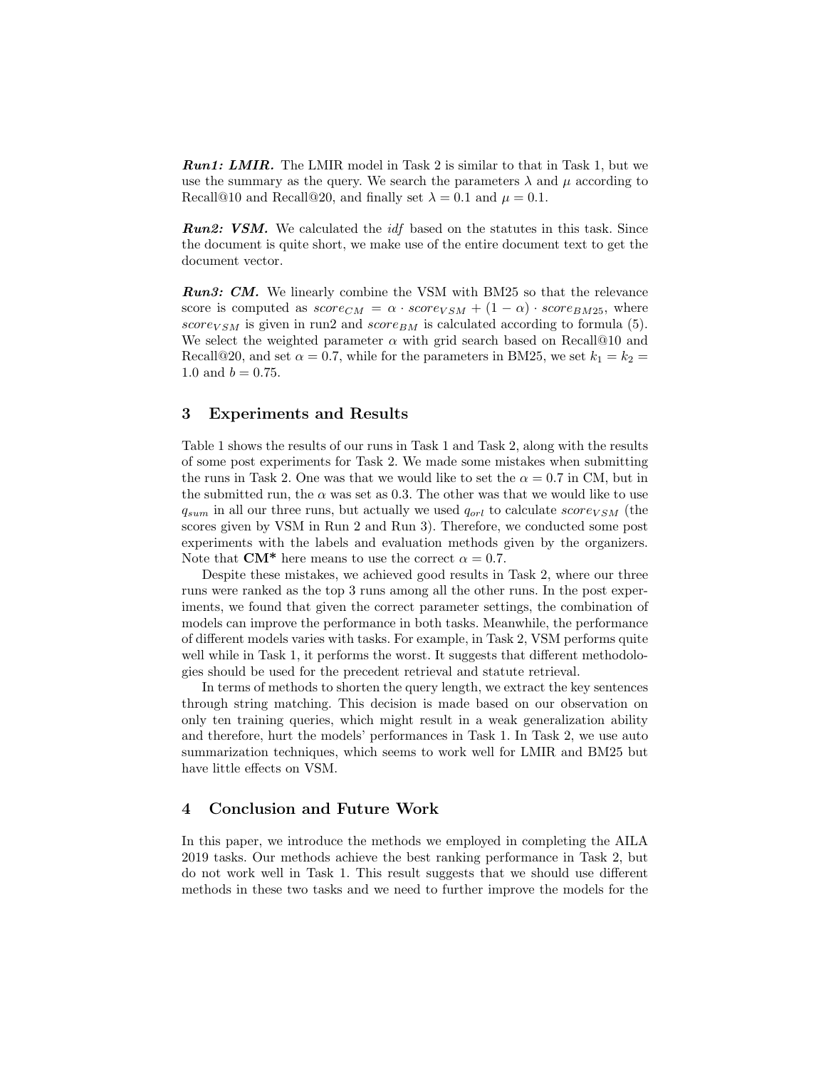***Run1: LMIR.*** The LMIR model in Task 2 is similar to that in Task 1, but we use the summary as the query. We search the parameters $\lambda$ and $\mu$ according to Recall@10 and Recall@20, and finally set $\lambda = 0.1$ and $\mu = 0.1$.

***Run2: VSM.*** We calculated the *idf* based on the statutes in this task. Since the document is quite short, we make use of the entire document text to get the document vector.

***Run3: CM.*** We linearly combine the VSM with BM25 so that the relevance score is computed as $score_{CM} = \alpha \cdot score_{VSM} + (1 - \alpha) \cdot score_{BM25}$, where $score_{VSM}$ is given in run2 and $score_{BM}$ is calculated according to formula (5). We select the weighted parameter $\alpha$ with grid search based on Recall@10 and Recall@20, and set $\alpha = 0.7$, while for the parameters in BM25, we set $k_1 = k_2 = 1.0$ and $b = 0.75$.

## 3 Experiments and Results

Table 1 shows the results of our runs in Task 1 and Task 2, along with the results of some post experiments for Task 2. We made some mistakes when submitting the runs in Task 2. One was that we would like to set the $\alpha = 0.7$ in CM, but in the submitted run, the $\alpha$ was set as 0.3. The other was that we would like to use $q_{sum}$ in all our three runs, but actually we used $q_{orl}$ to calculate $score_{VSM}$ (the scores given by VSM in Run 2 and Run 3). Therefore, we conducted some post experiments with the labels and evaluation methods given by the organizers. Note that **CM\*** here means to use the correct $\alpha = 0.7$.

Despite these mistakes, we achieved good results in Task 2, where our three runs were ranked as the top 3 runs among all the other runs. In the post experiments, we found that given the correct parameter settings, the combination of models can improve the performance in both tasks. Meanwhile, the performance of different models varies with tasks. For example, in Task 2, VSM performs quite well while in Task 1, it performs the worst. It suggests that different methodologies should be used for the precedent retrieval and statute retrieval.

In terms of methods to shorten the query length, we extract the key sentences through string matching. This decision is made based on our observation on only ten training queries, which might result in a weak generalization ability and therefore, hurt the models' performances in Task 1. In Task 2, we use auto summarization techniques, which seems to work well for LMIR and BM25 but have little effects on VSM.

## 4 Conclusion and Future Work

In this paper, we introduce the methods we employed in completing the AILA 2019 tasks. Our methods achieve the best ranking performance in Task 2, but do not work well in Task 1. This result suggests that we should use different methods in these two tasks and we need to further improve the models for the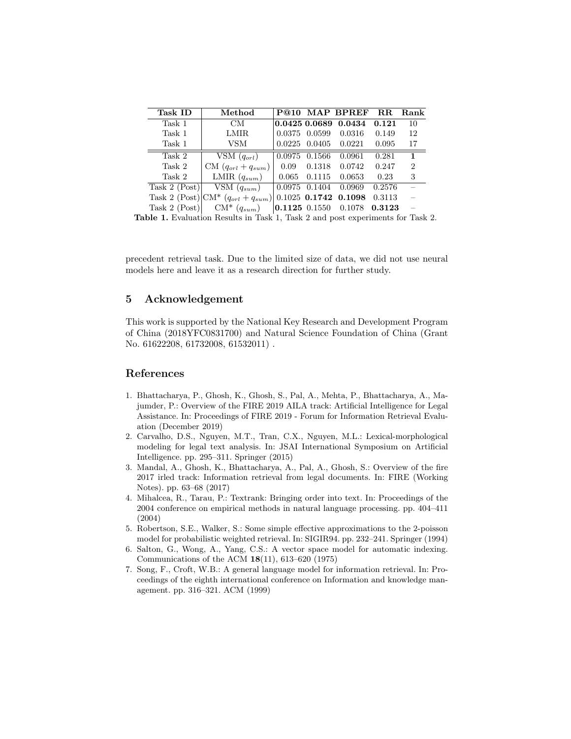| Task ID | Method | P@10 | MAP | BPREF | RR | Rank |
|---|---|---|---|---|---|---|
| Task 1 | CM | **0.0425** | **0.0689** | **0.0434** | **0.121** | 10 |
| Task 1 | LMIR | 0.0375 | 0.0599 | 0.0316 | 0.149 | 12 |
| Task 1 | VSM | 0.0225 | 0.0405 | 0.0221 | 0.095 | 17 |
| Task 2 | VSM ($q_{orl}$) | 0.0975 | 0.1566 | 0.0961 | 0.281 | **1** |
| Task 2 | CM ($q_{orl} + q_{sum}$) | 0.09 | 0.1318 | 0.0742 | 0.247 | 2 |
| Task 2 | LMIR ($q_{sum}$) | 0.065 | 0.1115 | 0.0653 | 0.23 | 3 |
| Task 2 (Post) | VSM ($q_{sum}$) | 0.0975 | 0.1404 | 0.0969 | 0.2576 | – |
| Task 2 (Post) | CM* ($q_{orl} + q_{sum}$) | 0.1025 | **0.1742** | **0.1098** | 0.3113 | – |
| Task 2 (Post) | CM* ($q_{sum}$) | **0.1125** | 0.1550 | 0.1078 | **0.3123** | – |

**Table 1.** Evaluation Results in Task 1, Task 2 and post experiments for Task 2.

precedent retrieval task. Due to the limited size of data, we did not use neural models here and leave it as a research direction for further study.

## 5 Acknowledgement

This work is supported by the National Key Research and Development Program of China (2018YFC0831700) and Natural Science Foundation of China (Grant No. 61622208, 61732008, 61532011) .

## References

1. Bhattacharya, P., Ghosh, K., Ghosh, S., Pal, A., Mehta, P., Bhattacharya, A., Majumder, P.: Overview of the FIRE 2019 AILA track: Artificial Intelligence for Legal Assistance. In: Proceedings of FIRE 2019 - Forum for Information Retrieval Evaluation (December 2019)
2. Carvalho, D.S., Nguyen, M.T., Tran, C.X., Nguyen, M.L.: Lexical-morphological modeling for legal text analysis. In: JSAI International Symposium on Artificial Intelligence. pp. 295–311. Springer (2015)
3. Mandal, A., Ghosh, K., Bhattacharya, A., Pal, A., Ghosh, S.: Overview of the fire 2017 irled track: Information retrieval from legal documents. In: FIRE (Working Notes). pp. 63–68 (2017)
4. Mihalcea, R., Tarau, P.: Textrank: Bringing order into text. In: Proceedings of the 2004 conference on empirical methods in natural language processing. pp. 404–411 (2004)
5. Robertson, S.E., Walker, S.: Some simple effective approximations to the 2-poisson model for probabilistic weighted retrieval. In: SIGIR94. pp. 232–241. Springer (1994)
6. Salton, G., Wong, A., Yang, C.S.: A vector space model for automatic indexing. Communications of the ACM **18**(11), 613–620 (1975)
7. Song, F., Croft, W.B.: A general language model for information retrieval. In: Proceedings of the eighth international conference on Information and knowledge management. pp. 316–321. ACM (1999)